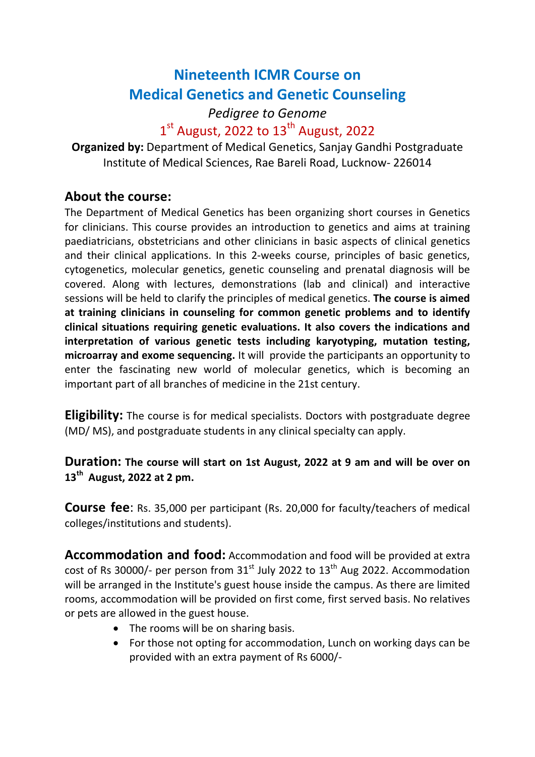# Nineteenth ICMR Course on Medical Genetics and Genetic Counseling

*Pedigree to Genome*

1st August, 2022 to 13th August, 2022

**Organized by:** Department of Medical Genetics, Sanjay Gandhi Postgraduate Institute of Medical Sciences, Rae Bareli Road, Lucknow- 226014

## About the course:

The Department of Medical Genetics has been organizing short courses in Genetics for clinicians. This course provides an introduction to genetics and aims at training paediatricians, obstetricians and other clinicians in basic aspects of clinical genetics and their clinical applications. In this 2-weeks course, principles of basic genetics, cytogenetics, molecular genetics, genetic counseling and prenatal diagnosis will be covered. Along with lectures, demonstrations (lab and clinical) and interactive sessions will be held to clarify the principles of medical genetics. **The course is aimed at training clinicians in counseling for common genetic problems and to identify clinical situations requiring genetic evaluations. It also covers the indications and interpretation of various genetic tests including karyotyping, mutation testing, microarray and exome sequencing.** It will provide the participants an opportunity to enter the fascinating new world of molecular genetics, which is becoming an important part of all branches of medicine in the 21st century.

**Eligibility:** The course is for medical specialists. Doctors with postgraduate degree (MD/ MS), and postgraduate students in any clinical specialty can apply.

**Duration:** **The course will start on 1st August, 2022 at 9 am and will be over on 13th August, 2022 at 2 pm.**

**Course fee**: Rs. 35,000 per participant (Rs. 20,000 for faculty/teachers of medical colleges/institutions and students).

**Accommodation and food:** Accommodation and food will be provided at extra cost of Rs 30000/- per person from 31st July 2022 to 13th Aug 2022. Accommodation will be arranged in the Institute's guest house inside the campus. As there are limited rooms, accommodation will be provided on first come, first served basis. No relatives or pets are allowed in the guest house.

- The rooms will be on sharing basis.
- For those not opting for accommodation, Lunch on working days can be provided with an extra payment of Rs 6000/-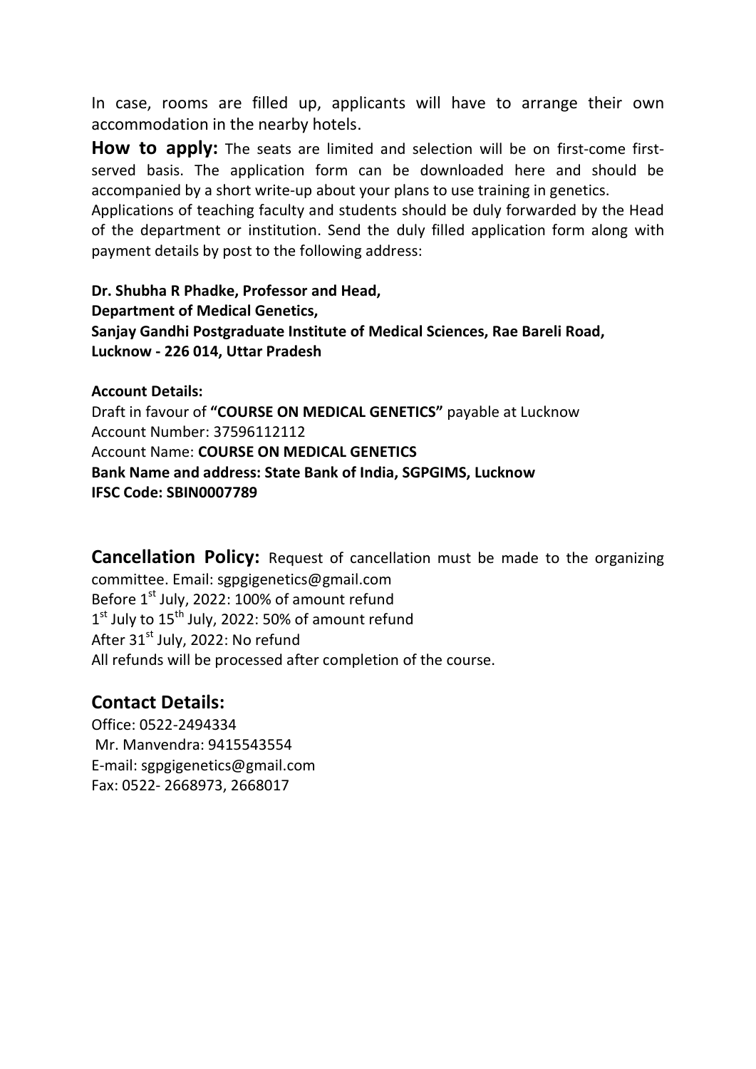In case, rooms are filled up, applicants will have to arrange their own accommodation in the nearby hotels.

**How to apply:** The seats are limited and selection will be on first-come first-served basis. The application form can be downloaded here and should be accompanied by a short write-up about your plans to use training in genetics.

Applications of teaching faculty and students should be duly forwarded by the Head of the department or institution. Send the duly filled application form along with payment details by post to the following address:

**Dr. Shubha R Phadke, Professor and Head,**
**Department of Medical Genetics,**
**Sanjay Gandhi Postgraduate Institute of Medical Sciences, Rae Bareli Road,**
**Lucknow - 226 014, Uttar Pradesh**

**Account Details:**
Draft in favour of **"COURSE ON MEDICAL GENETICS"** payable at Lucknow
Account Number: 37596112112
Account Name: **COURSE ON MEDICAL GENETICS**
**Bank Name and address: State Bank of India, SGPGIMS, Lucknow**
**IFSC Code: SBIN0007789**

**Cancellation Policy:** Request of cancellation must be made to the organizing committee. Email: sgpgigenetics@gmail.com
Before 1st July, 2022: 100% of amount refund
1st July to 15th July, 2022: 50% of amount refund
After 31st July, 2022: No refund
All refunds will be processed after completion of the course.

## Contact Details:

Office: 0522-2494334
Mr. Manvendra: 9415543554
E-mail: sgpgigenetics@gmail.com
Fax: 0522- 2668973, 2668017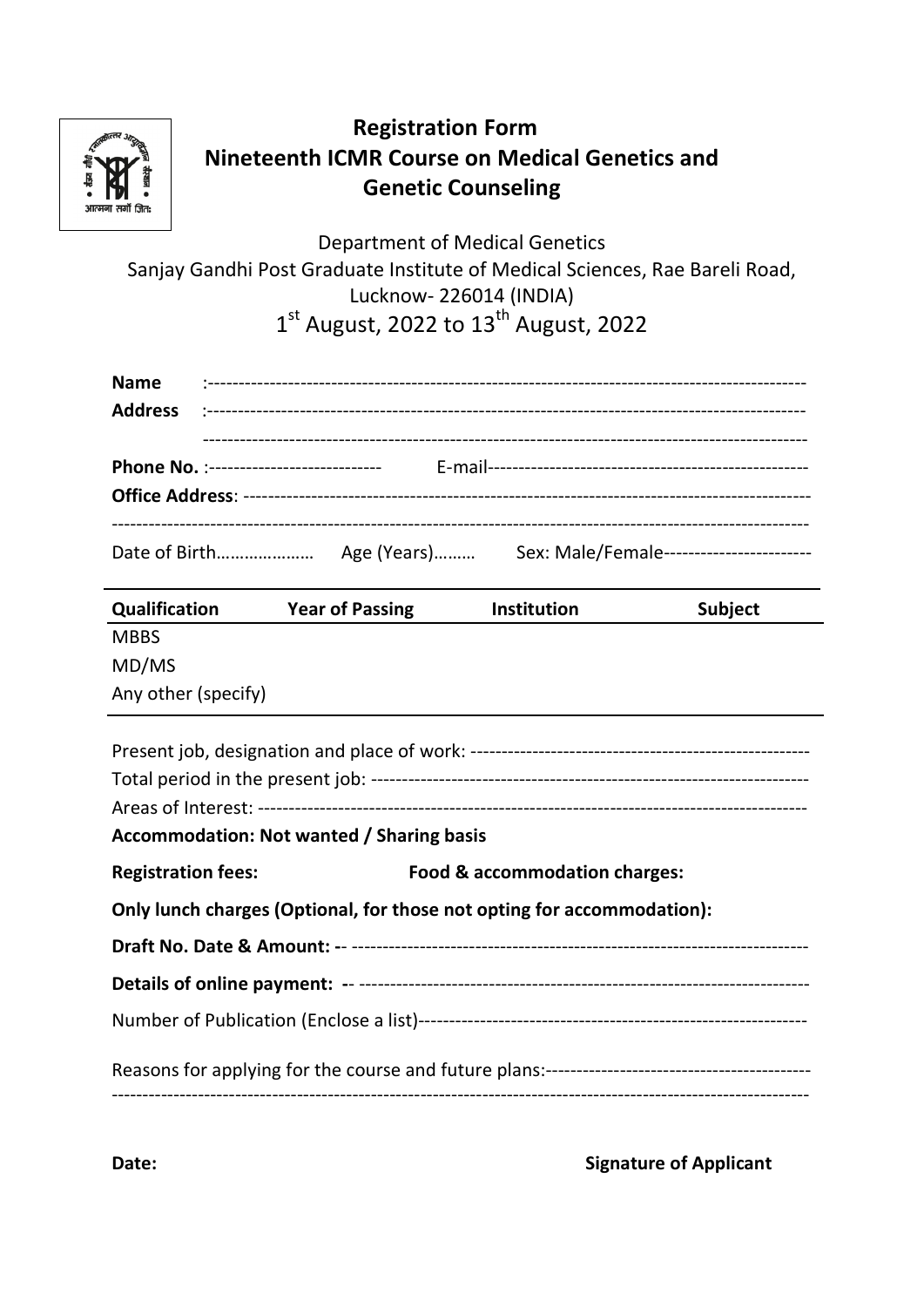# Registration Form
## Nineteenth ICMR Course on Medical Genetics and Genetic Counseling

Department of Medical Genetics
Sanjay Gandhi Post Graduate Institute of Medical Sciences, Rae Bareli Road, Lucknow- 226014 (INDIA)
1st August, 2022 to 13th August, 2022

**Name** :-----------------------------------------------------------------------------------------------

**Address** :-----------------------------------------------------------------------------------------------

-----------------------------------------------------------------------------------------------

**Phone No.** :---------------------------- E-mail----------------------------------------------------

**Office Address**: -----------------------------------------------------------------------------------------

-----------------------------------------------------------------------------------------------------------

Date of Birth………………… Age (Years)……… Sex: Male/Female------------------------

| Qualification | Year of Passing | Institution | Subject |
|---|---|---|---|
| MBBS | | | |
| MD/MS | | | |
| Any other (specify) | | | |

Present job, designation and place of work: -------------------------------------------------------

Total period in the present job: ----------------------------------------------------------------------

Areas of Interest: ------------------------------------------------------------------------------------------

**Accommodation: Not wanted / Sharing basis**

**Registration fees:** **Food & accommodation charges:**

**Only lunch charges (Optional, for those not opting for accommodation):**

**Draft No. Date & Amount: --** ------------------------------------------------------------------------

**Details of online payment: --** ----------------------------------------------------------------------

Number of Publication (Enclose a list)--------------------------------------------------------------

Reasons for applying for the course and future plans:------------------------------------------

-----------------------------------------------------------------------------------------------------------

**Date:** **Signature of Applicant**